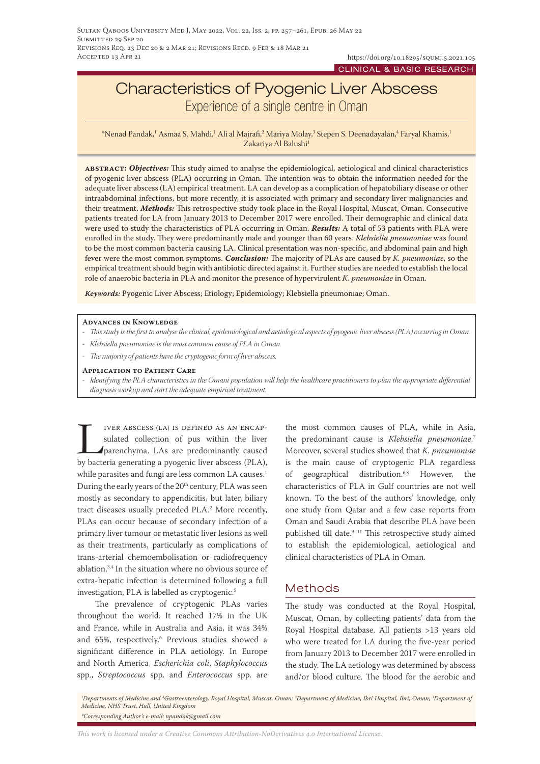Submitted 29 Sep 20
Revisions Req. 23 Dec 20 & 2 Mar 21; Revisions Recd. 9 Feb & 18 Mar 21
Accepted 13 Apr 21

https://doi.org/10.18295/squmj.5.2021.105

CLINICAL & BASIC RESEARCH

# Characteristics of Pyogenic Liver Abscess

## Experience of a single centre in Oman

\*Nenad Pandak,[1] Asmaa S. Mahdi,[1] Ali al Majrafi,[2] Mariya Molay,[3] Stepen S. Deenadayalan,[4] Faryal Khamis,[1] Zakariya Al Balushi[1]

**abstract:** ***Objectives:*** This study aimed to analyse the epidemiological, aetiological and clinical characteristics of pyogenic liver abscess (PLA) occurring in Oman. The intention was to obtain the information needed for the adequate liver abscess (LA) empirical treatment. LA can develop as a complication of hepatobiliary disease or other intraabdominal infections, but more recently, it is associated with primary and secondary liver malignancies and their treatment. ***Methods:*** This retrospective study took place in the Royal Hospital, Muscat, Oman. Consecutive patients treated for LA from January 2013 to December 2017 were enrolled. Their demographic and clinical data were used to study the characteristics of PLA occurring in Oman. ***Results:*** A total of 53 patients with PLA were enrolled in the study. They were predominantly male and younger than 60 years. *Klebsiella pneumoniae* was found to be the most common bacteria causing LA. Clinical presentation was non-specific, and abdominal pain and high fever were the most common symptoms. ***Conclusion:*** The majority of PLAs are caused by *K. pneumoniae*, so the empirical treatment should begin with antibiotic directed against it. Further studies are needed to establish the local role of anaerobic bacteria in PLA and monitor the presence of hypervirulent *K. pneumoniae* in Oman.

***Keywords:*** Pyogenic Liver Abscess; Etiology; Epidemiology; Klebsiella pneumoniae; Oman.

**Advances in Knowledge**

- *This study is the first to analyse the clinical, epidemiological and aetiological aspects of pyogenic liver abscess (PLA) occurring in Oman.*
- *Klebsiella pneumoniae is the most common cause of PLA in Oman.*
- *The majority of patients have the cryptogenic form of liver abscess.*

**Application to Patient Care**

- *Identifying the PLA characteristics in the Omani population will help the healthcare practitioners to plan the appropriate differential diagnosis workup and start the adequate empirical treatment.*

Liver abscess (LA) is defined as an encapsulated collection of pus within the liver parenchyma. LAs are predominantly caused by bacteria generating a pyogenic liver abscess (PLA), while parasites and fungi are less common LA causes.[1] During the early years of the 20th century, PLA was seen mostly as secondary to appendicitis, but later, biliary tract diseases usually preceded PLA.[2] More recently, PLAs can occur because of secondary infection of a primary liver tumour or metastatic liver lesions as well as their treatments, particularly as complications of trans-arterial chemoembolisation or radiofrequency ablation.[3,4] In the situation where no obvious source of extra-hepatic infection is determined following a full investigation, PLA is labelled as cryptogenic.[5]

The prevalence of cryptogenic PLAs varies throughout the world. It reached 17% in the UK and France, while in Australia and Asia, it was 34% and 65%, respectively.[6] Previous studies showed a significant difference in PLA aetiology. In Europe and North America, *Escherichia coli*, *Staphylococcus* spp., *Streptococcus* spp. and *Enterococcus* spp. are the most common causes of PLA, while in Asia, the predominant cause is *Klebsiella pneumoniae*.[7] Moreover, several studies showed that *K. pneumoniae* is the main cause of cryptogenic PLA regardless of geographical distribution.[6,8] However, the characteristics of PLA in Gulf countries are not well known. To the best of the authors' knowledge, only one study from Qatar and a few case reports from Oman and Saudi Arabia that describe PLA have been published till date.[9–11] This retrospective study aimed to establish the epidemiological, aetiological and clinical characteristics of PLA in Oman.

## Methods

The study was conducted at the Royal Hospital, Muscat, Oman, by collecting patients' data from the Royal Hospital database. All patients >13 years old who were treated for LA during the five-year period from January 2013 to December 2017 were enrolled in the study. The LA aetiology was determined by abscess and/or blood culture. The blood for the aerobic and

*[1]Departments of Medicine and [4]Gastroenterology, Royal Hospital, Muscat, Oman; [2]Department of Medicine, Ibri Hospital, Ibri, Oman; [3]Department of Medicine, NHS Trust, Hull, United Kingdom*
*\*Corresponding Author's e-mail: npandak@gmail.com*

*This work is licensed under a Creative Commons Attribution-NoDerivatives 4.0 International License.*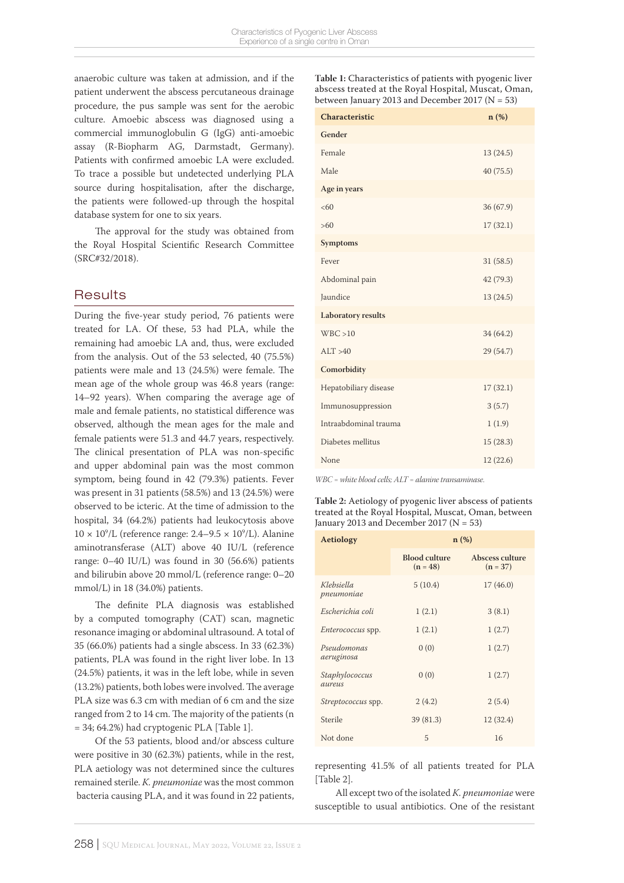anaerobic culture was taken at admission, and if the patient underwent the abscess percutaneous drainage procedure, the pus sample was sent for the aerobic culture. Amoebic abscess was diagnosed using a commercial immunoglobulin G (IgG) anti-amoebic assay (R-Biopharm AG, Darmstadt, Germany). Patients with confirmed amoebic LA were excluded. To trace a possible but undetected underlying PLA source during hospitalisation, after the discharge, the patients were followed-up through the hospital database system for one to six years.

The approval for the study was obtained from the Royal Hospital Scientific Research Committee (SRC#32/2018).

## Results

During the five-year study period, 76 patients were treated for LA. Of these, 53 had PLA, while the remaining had amoebic LA and, thus, were excluded from the analysis. Out of the 53 selected, 40 (75.5%) patients were male and 13 (24.5%) were female. The mean age of the whole group was 46.8 years (range: 14–92 years). When comparing the average age of male and female patients, no statistical difference was observed, although the mean ages for the male and female patients were 51.3 and 44.7 years, respectively. The clinical presentation of PLA was non-specific and upper abdominal pain was the most common symptom, being found in 42 (79.3%) patients. Fever was present in 31 patients (58.5%) and 13 (24.5%) were observed to be icteric. At the time of admission to the hospital, 34 (64.2%) patients had leukocytosis above $10 \times 10^9$/L (reference range: 2.4–9.5 × $10^9$/L). Alanine aminotransferase (ALT) above 40 IU/L (reference range: 0–40 IU/L) was found in 30 (56.6%) patients and bilirubin above 20 mmol/L (reference range: 0–20 mmol/L) in 18 (34.0%) patients.

The definite PLA diagnosis was established by a computed tomography (CAT) scan, magnetic resonance imaging or abdominal ultrasound. A total of 35 (66.0%) patients had a single abscess. In 33 (62.3%) patients, PLA was found in the right liver lobe. In 13 (24.5%) patients, it was in the left lobe, while in seven (13.2%) patients, both lobes were involved. The average PLA size was 6.3 cm with median of 6 cm and the size ranged from 2 to 14 cm. The majority of the patients (n = 34; 64.2%) had cryptogenic PLA [Table 1].

Of the 53 patients, blood and/or abscess culture were positive in 30 (62.3%) patients, while in the rest, PLA aetiology was not determined since the cultures remained sterile. *K. pneumoniae* was the most common bacteria causing PLA, and it was found in 22 patients, representing 41.5% of all patients treated for PLA [Table 2].

All except two of the isolated *K. pneumoniae* were susceptible to usual antibiotics. One of the resistant

**Table 1:** Characteristics of patients with pyogenic liver abscess treated at the Royal Hospital, Muscat, Oman, between January 2013 and December 2017 (N = 53)

| Characteristic | n (%) |
|---|---|
| **Gender** | |
| Female | 13 (24.5) |
| Male | 40 (75.5) |
| **Age in years** | |
| <60 | 36 (67.9) |
| >60 | 17 (32.1) |
| **Symptoms** | |
| Fever | 31 (58.5) |
| Abdominal pain | 42 (79.3) |
| Jaundice | 13 (24.5) |
| **Laboratory results** | |
| WBC >10 | 34 (64.2) |
| ALT >40 | 29 (54.7) |
| **Comorbidity** | |
| Hepatobiliary disease | 17 (32.1) |
| Immunosuppression | 3 (5.7) |
| Intraabdominal trauma | 1 (1.9) |
| Diabetes mellitus | 15 (28.3) |
| None | 12 (22.6) |

*WBC = white blood cells; ALT = alanine transaminase.*

**Table 2:** Aetiology of pyogenic liver abscess of patients treated at the Royal Hospital, Muscat, Oman, between January 2013 and December 2017 (N = 53)

| Aetiology | n (%) | |
|---|---|---|
| | Blood culture (n = 48) | Abscess culture (n = 37) |
| *Klebsiella pneumoniae* | 5 (10.4) | 17 (46.0) |
| *Escherichia coli* | 1 (2.1) | 3 (8.1) |
| *Enterococcus* spp. | 1 (2.1) | 1 (2.7) |
| *Pseudomonas aeruginosa* | 0 (0) | 1 (2.7) |
| *Staphylococcus aureus* | 0 (0) | 1 (2.7) |
| *Streptococcus* spp. | 2 (4.2) | 2 (5.4) |
| Sterile | 39 (81.3) | 12 (32.4) |
| Not done | 5 | 16 |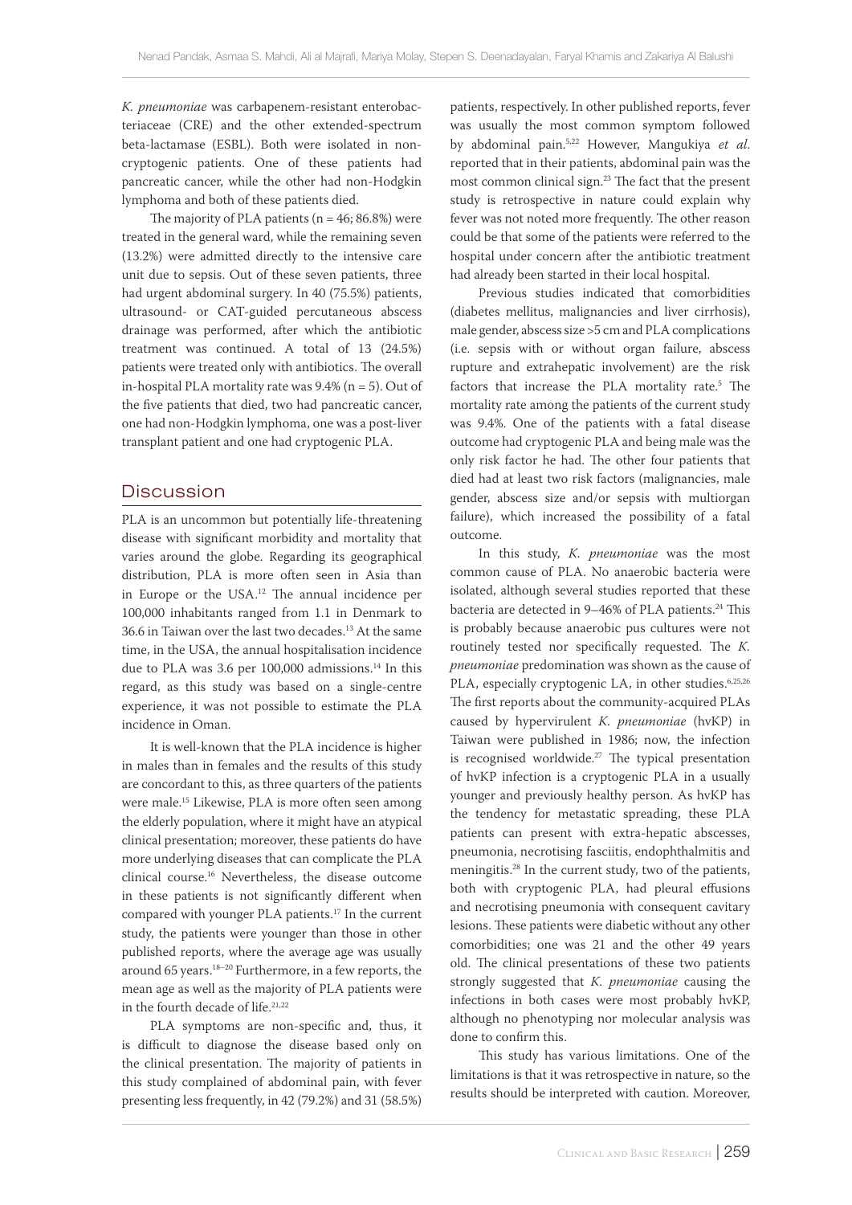*K. pneumoniae* was carbapenem-resistant enterobacteriaceae (CRE) and the other extended-spectrum beta-lactamase (ESBL). Both were isolated in non-cryptogenic patients. One of these patients had pancreatic cancer, while the other had non-Hodgkin lymphoma and both of these patients died.

The majority of PLA patients (n = 46; 86.8%) were treated in the general ward, while the remaining seven (13.2%) were admitted directly to the intensive care unit due to sepsis. Out of these seven patients, three had urgent abdominal surgery. In 40 (75.5%) patients, ultrasound- or CAT-guided percutaneous abscess drainage was performed, after which the antibiotic treatment was continued. A total of 13 (24.5%) patients were treated only with antibiotics. The overall in-hospital PLA mortality rate was 9.4% (n = 5). Out of the five patients that died, two had pancreatic cancer, one had non-Hodgkin lymphoma, one was a post-liver transplant patient and one had cryptogenic PLA.

## Discussion

PLA is an uncommon but potentially life-threatening disease with significant morbidity and mortality that varies around the globe. Regarding its geographical distribution, PLA is more often seen in Asia than in Europe or the USA.[12] The annual incidence per 100,000 inhabitants ranged from 1.1 in Denmark to 36.6 in Taiwan over the last two decades.[13] At the same time, in the USA, the annual hospitalisation incidence due to PLA was 3.6 per 100,000 admissions.[14] In this regard, as this study was based on a single-centre experience, it was not possible to estimate the PLA incidence in Oman.

It is well-known that the PLA incidence is higher in males than in females and the results of this study are concordant to this, as three quarters of the patients were male.[15] Likewise, PLA is more often seen among the elderly population, where it might have an atypical clinical presentation; moreover, these patients do have more underlying diseases that can complicate the PLA clinical course.[16] Nevertheless, the disease outcome in these patients is not significantly different when compared with younger PLA patients.[17] In the current study, the patients were younger than those in other published reports, where the average age was usually around 65 years.[18–20] Furthermore, in a few reports, the mean age as well as the majority of PLA patients were in the fourth decade of life.[21,22]

PLA symptoms are non-specific and, thus, it is difficult to diagnose the disease based only on the clinical presentation. The majority of patients in this study complained of abdominal pain, with fever presenting less frequently, in 42 (79.2%) and 31 (58.5%) patients, respectively. In other published reports, fever was usually the most common symptom followed by abdominal pain.[5,22] However, Mangukiya *et al*. reported that in their patients, abdominal pain was the most common clinical sign.[23] The fact that the present study is retrospective in nature could explain why fever was not noted more frequently. The other reason could be that some of the patients were referred to the hospital under concern after the antibiotic treatment had already been started in their local hospital.

Previous studies indicated that comorbidities (diabetes mellitus, malignancies and liver cirrhosis), male gender, abscess size >5 cm and PLA complications (i.e. sepsis with or without organ failure, abscess rupture and extrahepatic involvement) are the risk factors that increase the PLA mortality rate.[5] The mortality rate among the patients of the current study was 9.4%. One of the patients with a fatal disease outcome had cryptogenic PLA and being male was the only risk factor he had. The other four patients that died had at least two risk factors (malignancies, male gender, abscess size and/or sepsis with multiorgan failure), which increased the possibility of a fatal outcome.

In this study, *K. pneumoniae* was the most common cause of PLA. No anaerobic bacteria were isolated, although several studies reported that these bacteria are detected in 9–46% of PLA patients.[24] This is probably because anaerobic pus cultures were not routinely tested nor specifically requested. The *K. pneumoniae* predomination was shown as the cause of PLA, especially cryptogenic LA, in other studies.[6,25,26] The first reports about the community-acquired PLAs caused by hypervirulent *K. pneumoniae* (hvKP) in Taiwan were published in 1986; now, the infection is recognised worldwide.[27] The typical presentation of hvKP infection is a cryptogenic PLA in a usually younger and previously healthy person. As hvKP has the tendency for metastatic spreading, these PLA patients can present with extra-hepatic abscesses, pneumonia, necrotising fasciitis, endophthalmitis and meningitis.[28] In the current study, two of the patients, both with cryptogenic PLA, had pleural effusions and necrotising pneumonia with consequent cavitary lesions. These patients were diabetic without any other comorbidities; one was 21 and the other 49 years old. The clinical presentations of these two patients strongly suggested that *K. pneumoniae* causing the infections in both cases were most probably hvKP, although no phenotyping nor molecular analysis was done to confirm this.

This study has various limitations. One of the limitations is that it was retrospective in nature, so the results should be interpreted with caution. Moreover,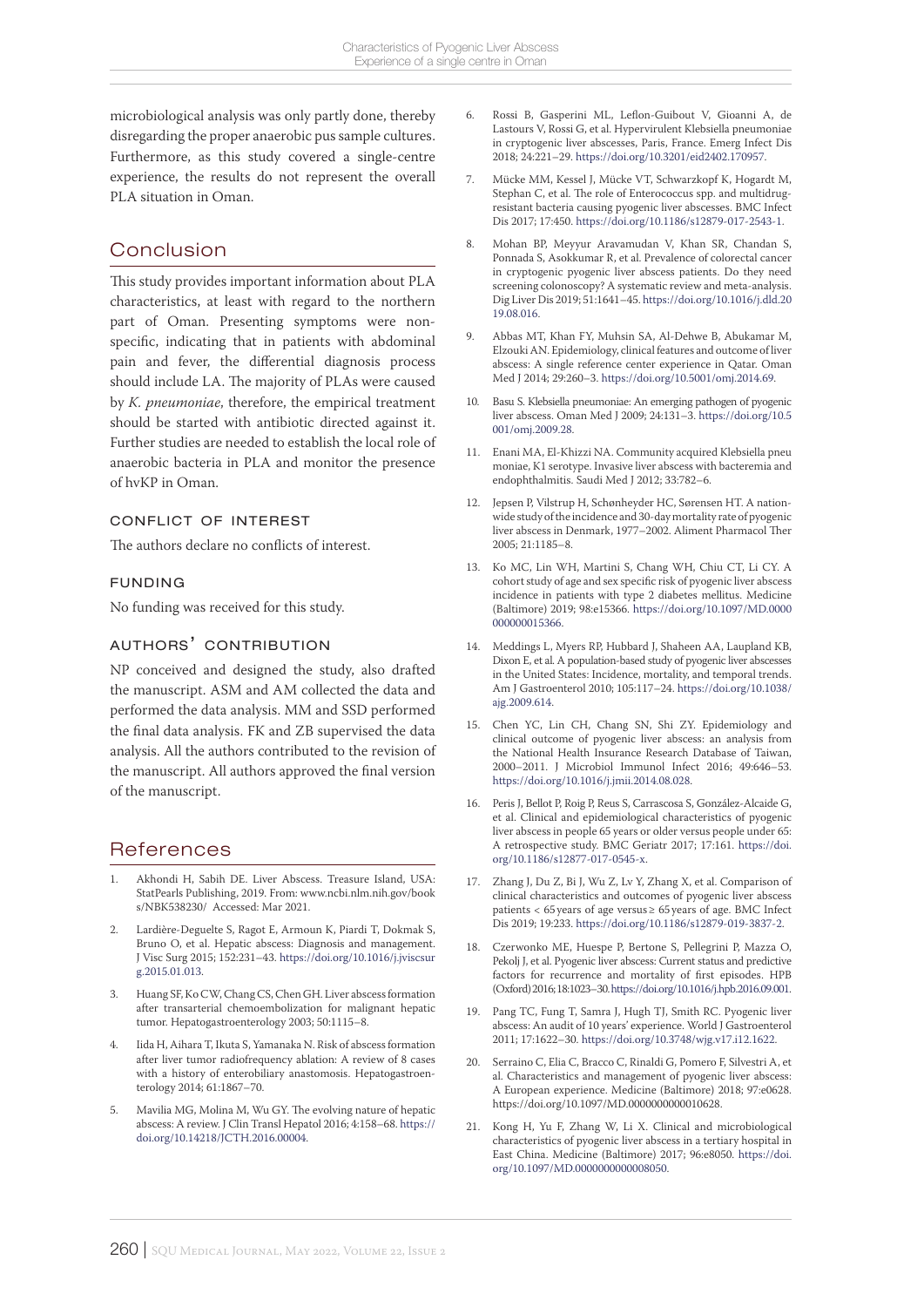microbiological analysis was only partly done, thereby disregarding the proper anaerobic pus sample cultures. Furthermore, as this study covered a single-centre experience, the results do not represent the overall PLA situation in Oman.

## Conclusion

This study provides important information about PLA characteristics, at least with regard to the northern part of Oman. Presenting symptoms were non-specific, indicating that in patients with abdominal pain and fever, the differential diagnosis process should include LA. The majority of PLAs were caused by *K. pneumoniae*, therefore, the empirical treatment should be started with antibiotic directed against it. Further studies are needed to establish the local role of anaerobic bacteria in PLA and monitor the presence of hvKP in Oman.

### CONFLICT OF INTEREST

The authors declare no conflicts of interest.

### FUNDING

No funding was received for this study.

### AUTHORS' CONTRIBUTION

NP conceived and designed the study, also drafted the manuscript. ASM and AM collected the data and performed the data analysis. MM and SSD performed the final data analysis. FK and ZB supervised the data analysis. All the authors contributed to the revision of the manuscript. All authors approved the final version of the manuscript.

## References

1. Akhondi H, Sabih DE. Liver Abscess. Treasure Island, USA: StatPearls Publishing, 2019. From: www.ncbi.nlm.nih.gov/books/NBK538230/ Accessed: Mar 2021.
2. Lardière-Deguelte S, Ragot E, Armoun K, Piardi T, Dokmak S, Bruno O, et al. Hepatic abscess: Diagnosis and management. J Visc Surg 2015; 152:231–43. https://doi.org/10.1016/j.jviscsurg.2015.01.013.
3. Huang SF, Ko CW, Chang CS, Chen GH. Liver abscess formation after transarterial chemoembolization for malignant hepatic tumor. Hepatogastroenterology 2003; 50:1115–8.
4. Iida H, Aihara T, Ikuta S, Yamanaka N. Risk of abscess formation after liver tumor radiofrequency ablation: A review of 8 cases with a history of enterobiliary anastomosis. Hepatogastroenterology 2014; 61:1867–70.
5. Mavilia MG, Molina M, Wu GY. The evolving nature of hepatic abscess: A review. J Clin Transl Hepatol 2016; 4:158–68. https://doi.org/10.14218/JCTH.2016.00004.
6. Rossi B, Gasperini ML, Leflon-Guibout V, Gioanni A, de Lastours V, Rossi G, et al. Hypervirulent Klebsiella pneumoniae in cryptogenic liver abscesses, Paris, France. Emerg Infect Dis 2018; 24:221–29. https://doi.org/10.3201/eid2402.170957.
7. Mücke MM, Kessel J, Mücke VT, Schwarzkopf K, Hogardt M, Stephan C, et al. The role of Enterococcus spp. and multidrug-resistant bacteria causing pyogenic liver abscesses. BMC Infect Dis 2017; 17:450. https://doi.org/10.1186/s12879-017-2543-1.
8. Mohan BP, Meyyur Aravamudan V, Khan SR, Chandan S, Ponnada S, Asokkumar R, et al. Prevalence of colorectal cancer in cryptogenic pyogenic liver abscess patients. Do they need screening colonoscopy? A systematic review and meta-analysis. Dig Liver Dis 2019; 51:1641–45. https://doi.org/10.1016/j.dld.2019.08.016.
9. Abbas MT, Khan FY, Muhsin SA, Al-Dehwe B, Abukamar M, Elzouki AN. Epidemiology, clinical features and outcome of liver abscess: A single reference center experience in Qatar. Oman Med J 2014; 29:260–3. https://doi.org/10.5001/omj.2014.69.
10. Basu S. Klebsiella pneumoniae: An emerging pathogen of pyogenic liver abscess. Oman Med J 2009; 24:131–3. https://doi.org/10.5001/omj.2009.28.
11. Enani MA, El-Khizzi NA. Community acquired Klebsiella pneumoniae, K1 serotype. Invasive liver abscess with bacteremia and endophthalmitis. Saudi Med J 2012; 33:782–6.
12. Jepsen P, Vilstrup H, Schønheyder HC, Sørensen HT. A nationwide study of the incidence and 30-day mortality rate of pyogenic liver abscess in Denmark, 1977–2002. Aliment Pharmacol Ther 2005; 21:1185–8.
13. Ko MC, Lin WH, Martini S, Chang WH, Chiu CT, Li CY. A cohort study of age and sex specific risk of pyogenic liver abscess incidence in patients with type 2 diabetes mellitus. Medicine (Baltimore) 2019; 98:e15366. https://doi.org/10.1097/MD.0000000000015366.
14. Meddings L, Myers RP, Hubbard J, Shaheen AA, Laupland KB, Dixon E, et al. A population-based study of pyogenic liver abscesses in the United States: Incidence, mortality, and temporal trends. Am J Gastroenterol 2010; 105:117–24. https://doi.org/10.1038/ajg.2009.614.
15. Chen YC, Lin CH, Chang SN, Shi ZY. Epidemiology and clinical outcome of pyogenic liver abscess: an analysis from the National Health Insurance Research Database of Taiwan, 2000–2011. J Microbiol Immunol Infect 2016; 49:646–53. https://doi.org/10.1016/j.jmii.2014.08.028.
16. Peris J, Bellot P, Roig P, Reus S, Carrascosa S, González-Alcaide G, et al. Clinical and epidemiological characteristics of pyogenic liver abscess in people 65 years or older versus people under 65: A retrospective study. BMC Geriatr 2017; 17:161. https://doi.org/10.1186/s12877-017-0545-x.
17. Zhang J, Du Z, Bi J, Wu Z, Lv Y, Zhang X, et al. Comparison of clinical characteristics and outcomes of pyogenic liver abscess patients < 65 years of age versus ≥ 65 years of age. BMC Infect Dis 2019; 19:233. https://doi.org/10.1186/s12879-019-3837-2.
18. Czerwonko ME, Huespe P, Bertone S, Pellegrini P, Mazza O, Pekolj J, et al. Pyogenic liver abscess: Current status and predictive factors for recurrence and mortality of first episodes. HPB (Oxford) 2016; 18:1023–30. https://doi.org/10.1016/j.hpb.2016.09.001.
19. Pang TC, Fung T, Samra J, Hugh TJ, Smith RC. Pyogenic liver abscess: An audit of 10 years' experience. World J Gastroenterol 2011; 17:1622–30. https://doi.org/10.3748/wjg.v17.i12.1622.
20. Serraino C, Elia C, Bracco C, Rinaldi G, Pomero F, Silvestri A, et al. Characteristics and management of pyogenic liver abscess: A European experience. Medicine (Baltimore) 2018; 97:e0628. https://doi.org/10.1097/MD.0000000000010628.
21. Kong H, Yu F, Zhang W, Li X. Clinical and microbiological characteristics of pyogenic liver abscess in a tertiary hospital in East China. Medicine (Baltimore) 2017; 96:e8050. https://doi.org/10.1097/MD.0000000000008050.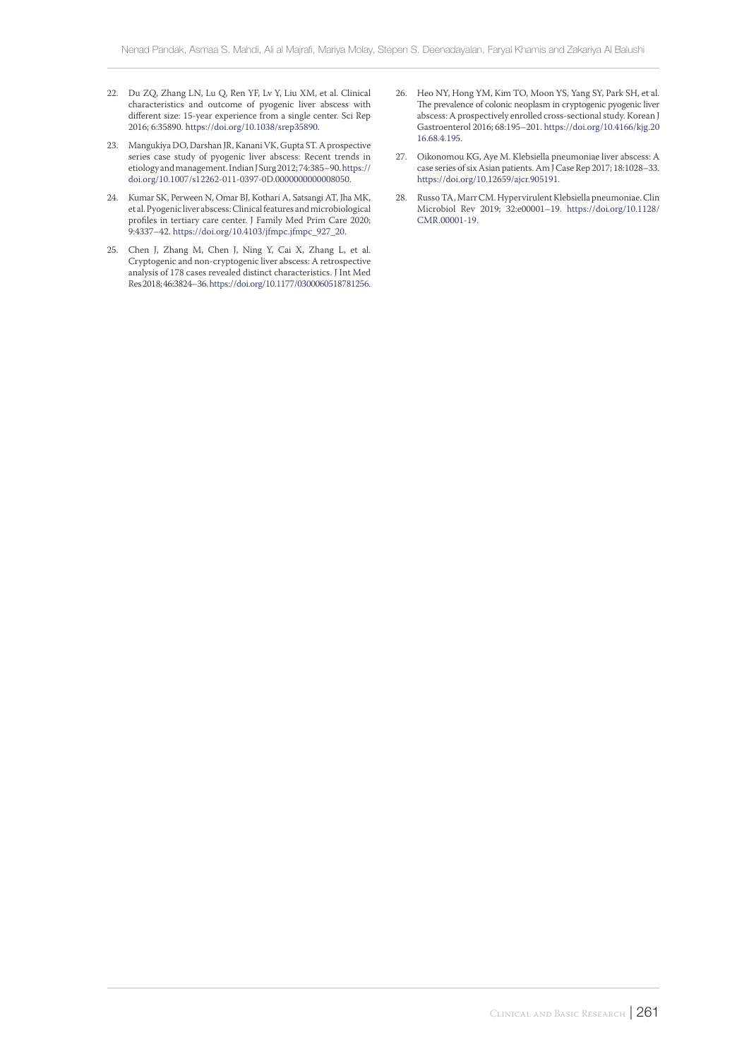22. Du ZQ, Zhang LN, Lu Q, Ren YF, Lv Y, Liu XM, et al. Clinical characteristics and outcome of pyogenic liver abscess with different size: 15-year experience from a single center. Sci Rep 2016; 6:35890. https://doi.org/10.1038/srep35890.

23. Mangukiya DO, Darshan JR, Kanani VK, Gupta ST. A prospective series case study of pyogenic liver abscess: Recent trends in etiology and management. Indian J Surg 2012; 74:385–90. https://doi.org/10.1007/s12262-011-0397-0D.0000000000008050.

24. Kumar SK, Perween N, Omar BJ, Kothari A, Satsangi AT, Jha MK, et al. Pyogenic liver abscess: Clinical features and microbiological profiles in tertiary care center. J Family Med Prim Care 2020; 9:4337–42. https://doi.org/10.4103/jfmpc.jfmpc_927_20.

25. Chen J, Zhang M, Chen J, Ning Y, Cai X, Zhang L, et al. Cryptogenic and non-cryptogenic liver abscess: A retrospective analysis of 178 cases revealed distinct characteristics. J Int Med Res 2018; 46:3824–36. https://doi.org/10.1177/0300060518781256.

26. Heo NY, Hong YM, Kim TO, Moon YS, Yang SY, Park SH, et al. The prevalence of colonic neoplasm in cryptogenic pyogenic liver abscess: A prospectively enrolled cross-sectional study. Korean J Gastroenterol 2016; 68:195–201. https://doi.org/10.4166/kjg.2016.68.4.195.

27. Oikonomou KG, Aye M. Klebsiella pneumoniae liver abscess: A case series of six Asian patients. Am J Case Rep 2017; 18:1028–33. https://doi.org/10.12659/ajcr.905191.

28. Russo TA, Marr CM. Hypervirulent Klebsiella pneumoniae. Clin Microbiol Rev 2019; 32:e00001–19. https://doi.org/10.1128/CMR.00001-19.